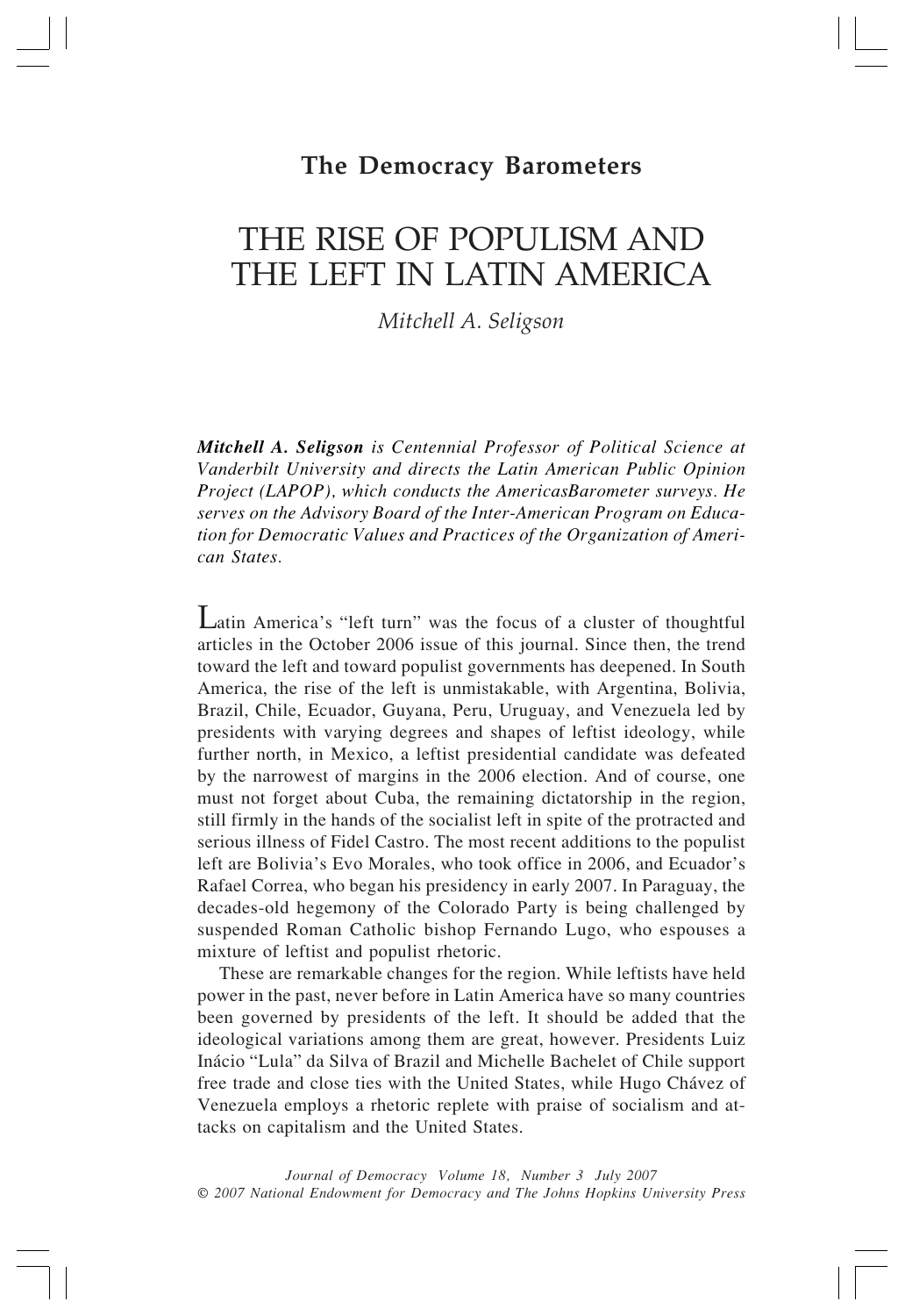**The Democracy Barometers**

# THE RISE OF POPULISM AND THE LEFT IN LATIN AMERICA

*Mitchell A. Seligson*

***Mitchell A. Seligson** is Centennial Professor of Political Science at Vanderbilt University and directs the Latin American Public Opinion Project (LAPOP), which conducts the AmericasBarometer surveys. He serves on the Advisory Board of the Inter-American Program on Education for Democratic Values and Practices of the Organization of American States.*

Latin America's "left turn" was the focus of a cluster of thoughtful articles in the October 2006 issue of this journal. Since then, the trend toward the left and toward populist governments has deepened. In South America, the rise of the left is unmistakable, with Argentina, Bolivia, Brazil, Chile, Ecuador, Guyana, Peru, Uruguay, and Venezuela led by presidents with varying degrees and shapes of leftist ideology, while further north, in Mexico, a leftist presidential candidate was defeated by the narrowest of margins in the 2006 election. And of course, one must not forget about Cuba, the remaining dictatorship in the region, still firmly in the hands of the socialist left in spite of the protracted and serious illness of Fidel Castro. The most recent additions to the populist left are Bolivia's Evo Morales, who took office in 2006, and Ecuador's Rafael Correa, who began his presidency in early 2007. In Paraguay, the decades-old hegemony of the Colorado Party is being challenged by suspended Roman Catholic bishop Fernando Lugo, who espouses a mixture of leftist and populist rhetoric.

These are remarkable changes for the region. While leftists have held power in the past, never before in Latin America have so many countries been governed by presidents of the left. It should be added that the ideological variations among them are great, however. Presidents Luiz Inácio "Lula" da Silva of Brazil and Michelle Bachelet of Chile support free trade and close ties with the United States, while Hugo Chávez of Venezuela employs a rhetoric replete with praise of socialism and attacks on capitalism and the United States.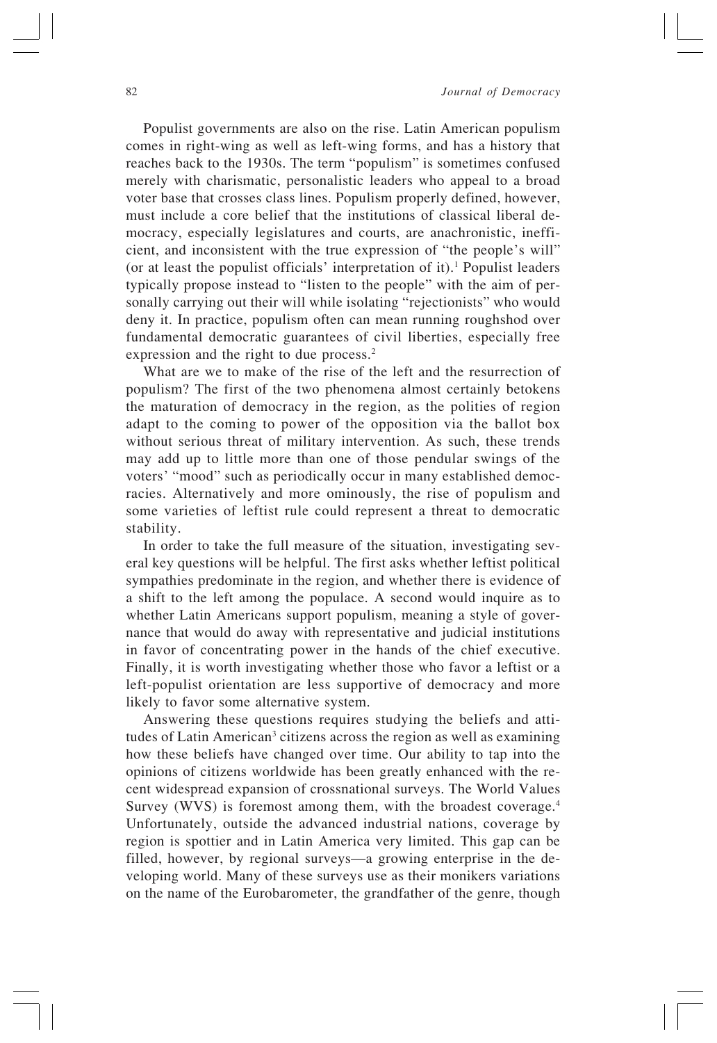Populist governments are also on the rise. Latin American populism comes in right-wing as well as left-wing forms, and has a history that reaches back to the 1930s. The term "populism" is sometimes confused merely with charismatic, personalistic leaders who appeal to a broad voter base that crosses class lines. Populism properly defined, however, must include a core belief that the institutions of classical liberal democracy, especially legislatures and courts, are anachronistic, inefficient, and inconsistent with the true expression of "the people's will" (or at least the populist officials' interpretation of it).[1] Populist leaders typically propose instead to "listen to the people" with the aim of personally carrying out their will while isolating "rejectionists" who would deny it. In practice, populism often can mean running roughshod over fundamental democratic guarantees of civil liberties, especially free expression and the right to due process.[2]

What are we to make of the rise of the left and the resurrection of populism? The first of the two phenomena almost certainly betokens the maturation of democracy in the region, as the polities of region adapt to the coming to power of the opposition via the ballot box without serious threat of military intervention. As such, these trends may add up to little more than one of those pendular swings of the voters' "mood" such as periodically occur in many established democracies. Alternatively and more ominously, the rise of populism and some varieties of leftist rule could represent a threat to democratic stability.

In order to take the full measure of the situation, investigating several key questions will be helpful. The first asks whether leftist political sympathies predominate in the region, and whether there is evidence of a shift to the left among the populace. A second would inquire as to whether Latin Americans support populism, meaning a style of governance that would do away with representative and judicial institutions in favor of concentrating power in the hands of the chief executive. Finally, it is worth investigating whether those who favor a leftist or a left-populist orientation are less supportive of democracy and more likely to favor some alternative system.

Answering these questions requires studying the beliefs and attitudes of Latin American[3] citizens across the region as well as examining how these beliefs have changed over time. Our ability to tap into the opinions of citizens worldwide has been greatly enhanced with the recent widespread expansion of crossnational surveys. The World Values Survey (WVS) is foremost among them, with the broadest coverage.[4] Unfortunately, outside the advanced industrial nations, coverage by region is spottier and in Latin America very limited. This gap can be filled, however, by regional surveys—a growing enterprise in the developing world. Many of these surveys use as their monikers variations on the name of the Eurobarometer, the grandfather of the genre, though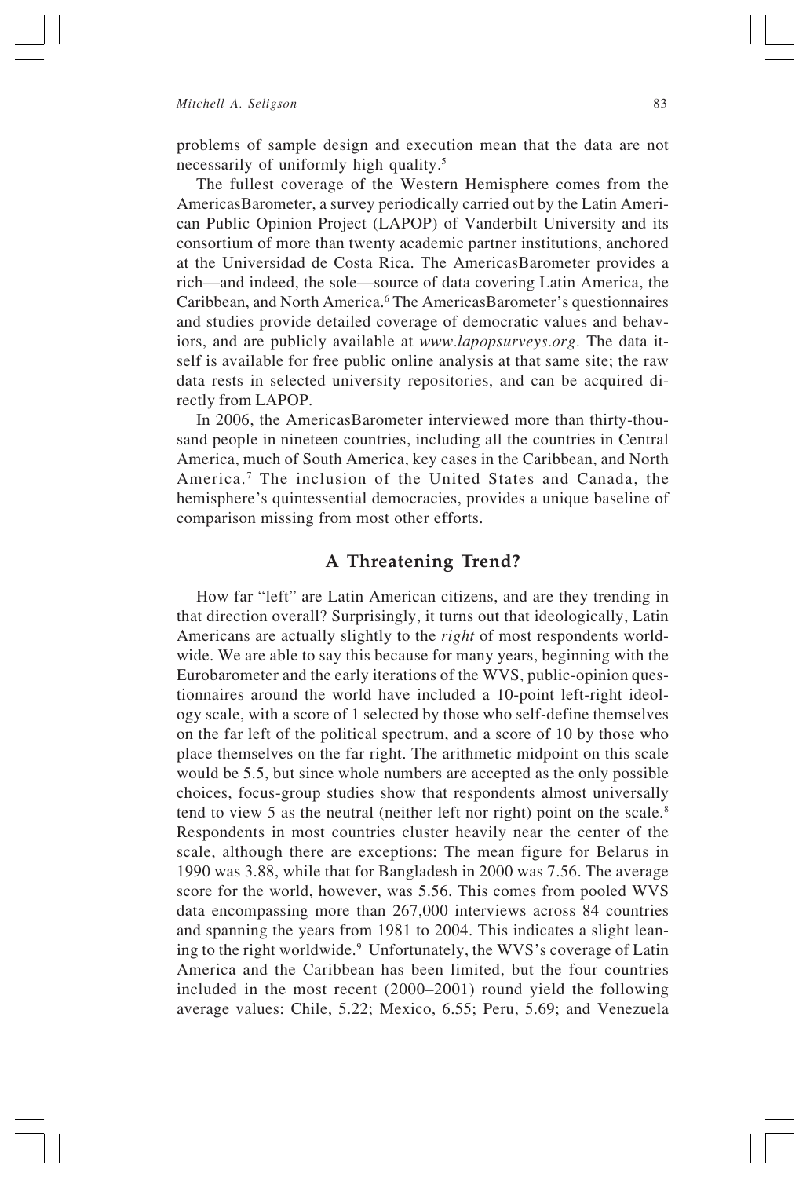problems of sample design and execution mean that the data are not necessarily of uniformly high quality.[5]

The fullest coverage of the Western Hemisphere comes from the AmericasBarometer, a survey periodically carried out by the Latin American Public Opinion Project (LAPOP) of Vanderbilt University and its consortium of more than twenty academic partner institutions, anchored at the Universidad de Costa Rica. The AmericasBarometer provides a rich—and indeed, the sole—source of data covering Latin America, the Caribbean, and North America.[6] The AmericasBarometer's questionnaires and studies provide detailed coverage of democratic values and behaviors, and are publicly available at *www.lapopsurveys.org.* The data itself is available for free public online analysis at that same site; the raw data rests in selected university repositories, and can be acquired directly from LAPOP.

In 2006, the AmericasBarometer interviewed more than thirty-thousand people in nineteen countries, including all the countries in Central America, much of South America, key cases in the Caribbean, and North America.[7] The inclusion of the United States and Canada, the hemisphere's quintessential democracies, provides a unique baseline of comparison missing from most other efforts.

## A Threatening Trend?

How far "left" are Latin American citizens, and are they trending in that direction overall? Surprisingly, it turns out that ideologically, Latin Americans are actually slightly to the *right* of most respondents worldwide. We are able to say this because for many years, beginning with the Eurobarometer and the early iterations of the WVS, public-opinion questionnaires around the world have included a 10-point left-right ideology scale, with a score of 1 selected by those who self-define themselves on the far left of the political spectrum, and a score of 10 by those who place themselves on the far right. The arithmetic midpoint on this scale would be 5.5, but since whole numbers are accepted as the only possible choices, focus-group studies show that respondents almost universally tend to view 5 as the neutral (neither left nor right) point on the scale.[8] Respondents in most countries cluster heavily near the center of the scale, although there are exceptions: The mean figure for Belarus in 1990 was 3.88, while that for Bangladesh in 2000 was 7.56. The average score for the world, however, was 5.56. This comes from pooled WVS data encompassing more than 267,000 interviews across 84 countries and spanning the years from 1981 to 2004. This indicates a slight leaning to the right worldwide.[9] Unfortunately, the WVS's coverage of Latin America and the Caribbean has been limited, but the four countries included in the most recent (2000–2001) round yield the following average values: Chile, 5.22; Mexico, 6.55; Peru, 5.69; and Venezuela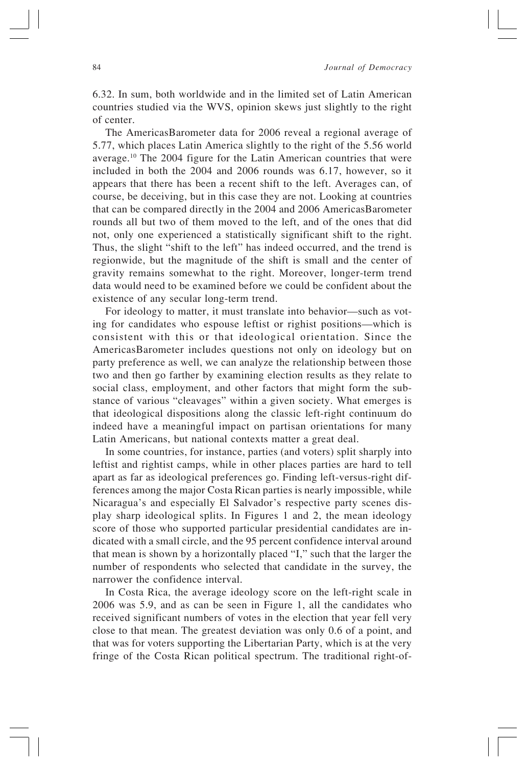6.32. In sum, both worldwide and in the limited set of Latin American countries studied via the WVS, opinion skews just slightly to the right of center.

The AmericasBarometer data for 2006 reveal a regional average of 5.77, which places Latin America slightly to the right of the 5.56 world average.[10] The 2004 figure for the Latin American countries that were included in both the 2004 and 2006 rounds was 6.17, however, so it appears that there has been a recent shift to the left. Averages can, of course, be deceiving, but in this case they are not. Looking at countries that can be compared directly in the 2004 and 2006 AmericasBarometer rounds all but two of them moved to the left, and of the ones that did not, only one experienced a statistically significant shift to the right. Thus, the slight "shift to the left" has indeed occurred, and the trend is regionwide, but the magnitude of the shift is small and the center of gravity remains somewhat to the right. Moreover, longer-term trend data would need to be examined before we could be confident about the existence of any secular long-term trend.

For ideology to matter, it must translate into behavior—such as voting for candidates who espouse leftist or righist positions—which is consistent with this or that ideological orientation. Since the AmericasBarometer includes questions not only on ideology but on party preference as well, we can analyze the relationship between those two and then go farther by examining election results as they relate to social class, employment, and other factors that might form the substance of various "cleavages" within a given society. What emerges is that ideological dispositions along the classic left-right continuum do indeed have a meaningful impact on partisan orientations for many Latin Americans, but national contexts matter a great deal.

In some countries, for instance, parties (and voters) split sharply into leftist and rightist camps, while in other places parties are hard to tell apart as far as ideological preferences go. Finding left-versus-right differences among the major Costa Rican parties is nearly impossible, while Nicaragua's and especially El Salvador's respective party scenes display sharp ideological splits. In Figures 1 and 2, the mean ideology score of those who supported particular presidential candidates are indicated with a small circle, and the 95 percent confidence interval around that mean is shown by a horizontally placed "I," such that the larger the number of respondents who selected that candidate in the survey, the narrower the confidence interval.

In Costa Rica, the average ideology score on the left-right scale in 2006 was 5.9, and as can be seen in Figure 1, all the candidates who received significant numbers of votes in the election that year fell very close to that mean. The greatest deviation was only 0.6 of a point, and that was for voters supporting the Libertarian Party, which is at the very fringe of the Costa Rican political spectrum. The traditional right-of-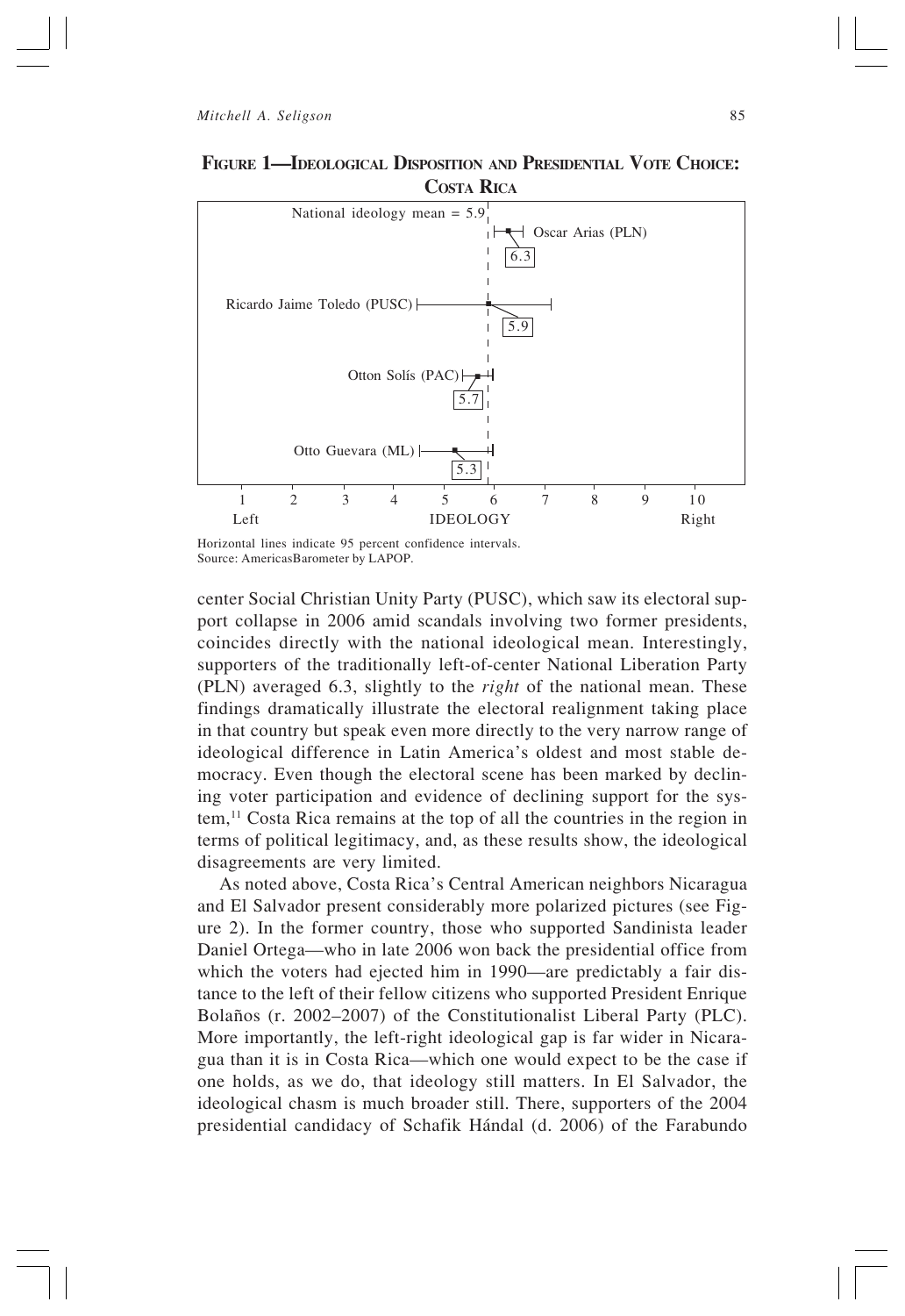**FIGURE 1—IDEOLOGICAL DISPOSITION AND PRESIDENTIAL VOTE CHOICE: COSTA RICA**

Horizontal lines indicate 95 percent confidence intervals.
Source: AmericasBarometer by LAPOP.

center Social Christian Unity Party (PUSC), which saw its electoral support collapse in 2006 amid scandals involving two former presidents, coincides directly with the national ideological mean. Interestingly, supporters of the traditionally left-of-center National Liberation Party (PLN) averaged 6.3, slightly to the *right* of the national mean. These findings dramatically illustrate the electoral realignment taking place in that country but speak even more directly to the very narrow range of ideological difference in Latin America's oldest and most stable democracy. Even though the electoral scene has been marked by declining voter participation and evidence of declining support for the system,[11] Costa Rica remains at the top of all the countries in the region in terms of political legitimacy, and, as these results show, the ideological disagreements are very limited.

As noted above, Costa Rica's Central American neighbors Nicaragua and El Salvador present considerably more polarized pictures (see Figure 2). In the former country, those who supported Sandinista leader Daniel Ortega—who in late 2006 won back the presidential office from which the voters had ejected him in 1990—are predictably a fair distance to the left of their fellow citizens who supported President Enrique Bolaños (r. 2002–2007) of the Constitutionalist Liberal Party (PLC). More importantly, the left-right ideological gap is far wider in Nicaragua than it is in Costa Rica—which one would expect to be the case if one holds, as we do, that ideology still matters. In El Salvador, the ideological chasm is much broader still. There, supporters of the 2004 presidential candidacy of Schafik Hándal (d. 2006) of the Farabundo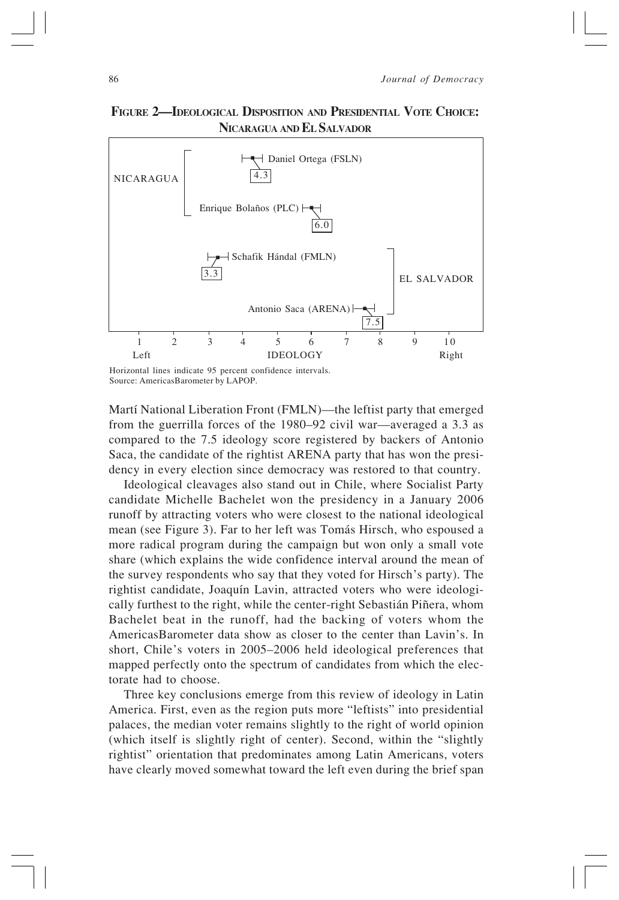**Figure 2—Ideological Disposition and Presidential Vote Choice: Nicaragua and El Salvador**

Horizontal lines indicate 95 percent confidence intervals.
Source: AmericasBarometer by LAPOP.

Martí National Liberation Front (FMLN)—the leftist party that emerged from the guerrilla forces of the 1980–92 civil war—averaged a 3.3 as compared to the 7.5 ideology score registered by backers of Antonio Saca, the candidate of the rightist ARENA party that has won the presidency in every election since democracy was restored to that country.

Ideological cleavages also stand out in Chile, where Socialist Party candidate Michelle Bachelet won the presidency in a January 2006 runoff by attracting voters who were closest to the national ideological mean (see Figure 3). Far to her left was Tomás Hirsch, who espoused a more radical program during the campaign but won only a small vote share (which explains the wide confidence interval around the mean of the survey respondents who say that they voted for Hirsch's party). The rightist candidate, Joaquín Lavin, attracted voters who were ideologically furthest to the right, while the center-right Sebastián Piñera, whom Bachelet beat in the runoff, had the backing of voters whom the AmericasBarometer data show as closer to the center than Lavin's. In short, Chile's voters in 2005–2006 held ideological preferences that mapped perfectly onto the spectrum of candidates from which the electorate had to choose.

Three key conclusions emerge from this review of ideology in Latin America. First, even as the region puts more "leftists" into presidential palaces, the median voter remains slightly to the right of world opinion (which itself is slightly right of center). Second, within the "slightly rightist" orientation that predominates among Latin Americans, voters have clearly moved somewhat toward the left even during the brief span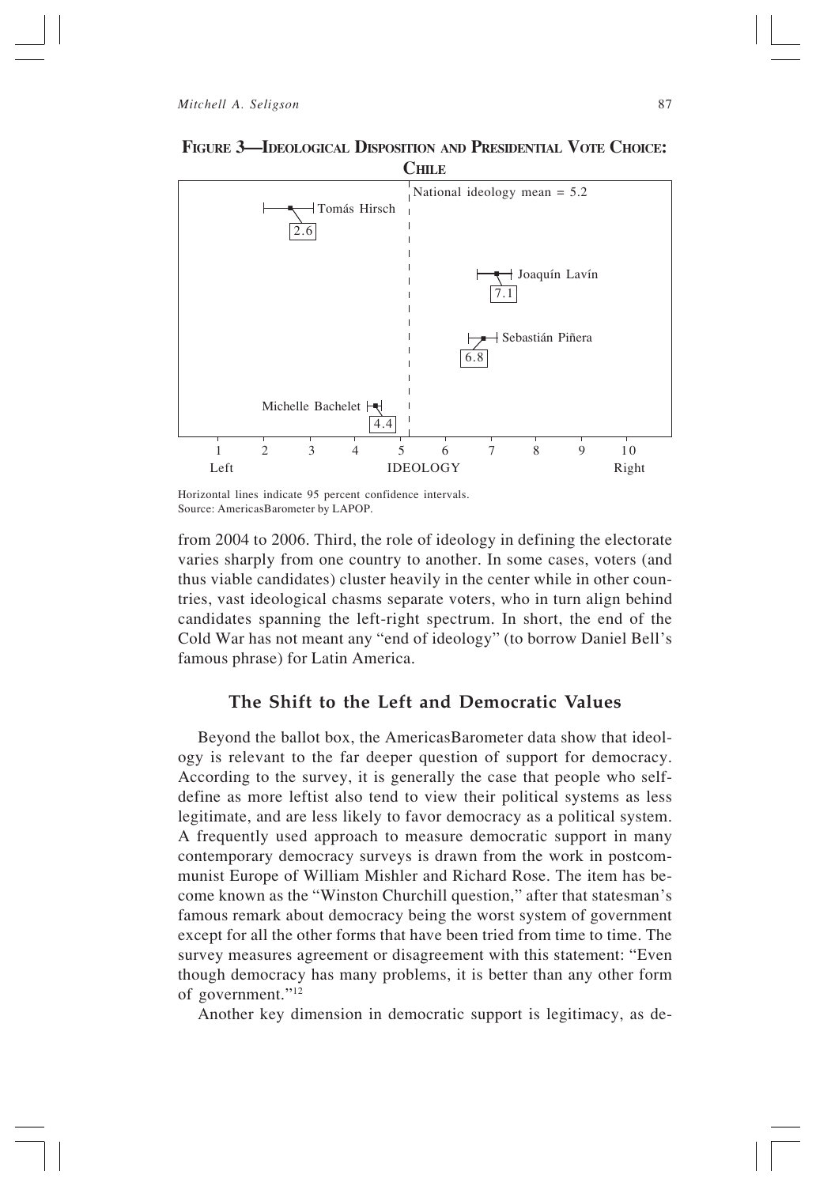**FIGURE 3—IDEOLOGICAL DISPOSITION AND PRESIDENTIAL VOTE CHOICE: CHILE**

Horizontal lines indicate 95 percent confidence intervals.
Source: AmericasBarometer by LAPOP.

from 2004 to 2006. Third, the role of ideology in defining the electorate varies sharply from one country to another. In some cases, voters (and thus viable candidates) cluster heavily in the center while in other countries, vast ideological chasms separate voters, who in turn align behind candidates spanning the left-right spectrum. In short, the end of the Cold War has not meant any "end of ideology" (to borrow Daniel Bell's famous phrase) for Latin America.

## The Shift to the Left and Democratic Values

Beyond the ballot box, the AmericasBarometer data show that ideology is relevant to the far deeper question of support for democracy. According to the survey, it is generally the case that people who self-define as more leftist also tend to view their political systems as less legitimate, and are less likely to favor democracy as a political system. A frequently used approach to measure democratic support in many contemporary democracy surveys is drawn from the work in postcommunist Europe of William Mishler and Richard Rose. The item has become known as the "Winston Churchill question," after that statesman's famous remark about democracy being the worst system of government except for all the other forms that have been tried from time to time. The survey measures agreement or disagreement with this statement: "Even though democracy has many problems, it is better than any other form of government."[12]

Another key dimension in democratic support is legitimacy, as de-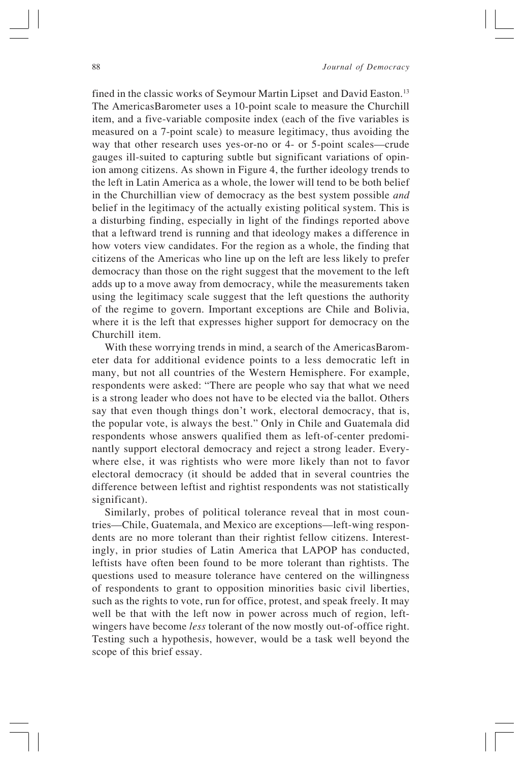fined in the classic works of Seymour Martin Lipset and David Easton.[13] The AmericasBarometer uses a 10-point scale to measure the Churchill item, and a five-variable composite index (each of the five variables is measured on a 7-point scale) to measure legitimacy, thus avoiding the way that other research uses yes-or-no or 4- or 5-point scales—crude gauges ill-suited to capturing subtle but significant variations of opinion among citizens. As shown in Figure 4, the further ideology trends to the left in Latin America as a whole, the lower will tend to be both belief in the Churchillian view of democracy as the best system possible *and* belief in the legitimacy of the actually existing political system. This is a disturbing finding, especially in light of the findings reported above that a leftward trend is running and that ideology makes a difference in how voters view candidates. For the region as a whole, the finding that citizens of the Americas who line up on the left are less likely to prefer democracy than those on the right suggest that the movement to the left adds up to a move away from democracy, while the measurements taken using the legitimacy scale suggest that the left questions the authority of the regime to govern. Important exceptions are Chile and Bolivia, where it is the left that expresses higher support for democracy on the Churchill item.

With these worrying trends in mind, a search of the AmericasBarometer data for additional evidence points to a less democratic left in many, but not all countries of the Western Hemisphere. For example, respondents were asked: "There are people who say that what we need is a strong leader who does not have to be elected via the ballot. Others say that even though things don't work, electoral democracy, that is, the popular vote, is always the best." Only in Chile and Guatemala did respondents whose answers qualified them as left-of-center predominantly support electoral democracy and reject a strong leader. Everywhere else, it was rightists who were more likely than not to favor electoral democracy (it should be added that in several countries the difference between leftist and rightist respondents was not statistically significant).

Similarly, probes of political tolerance reveal that in most countries—Chile, Guatemala, and Mexico are exceptions—left-wing respondents are no more tolerant than their rightist fellow citizens. Interestingly, in prior studies of Latin America that LAPOP has conducted, leftists have often been found to be more tolerant than rightists. The questions used to measure tolerance have centered on the willingness of respondents to grant to opposition minorities basic civil liberties, such as the rights to vote, run for office, protest, and speak freely. It may well be that with the left now in power across much of region, left-wingers have become *less* tolerant of the now mostly out-of-office right. Testing such a hypothesis, however, would be a task well beyond the scope of this brief essay.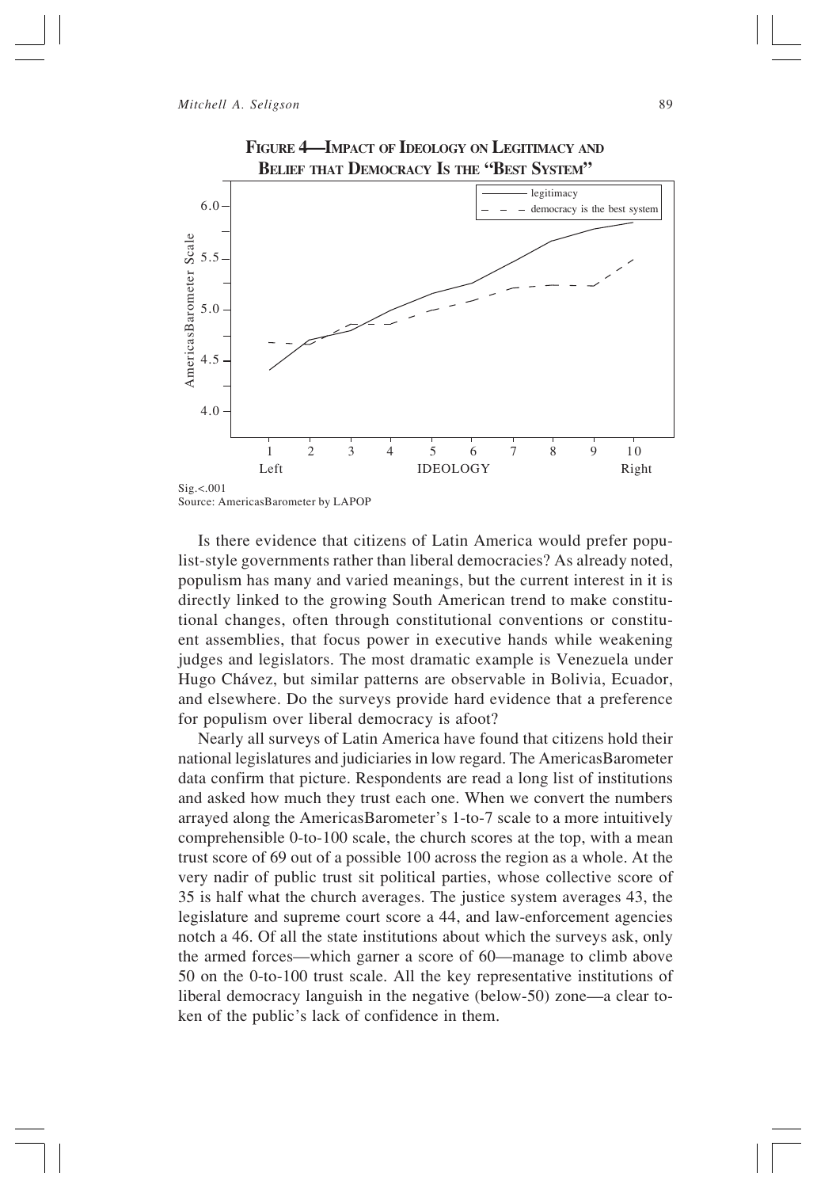**FIGURE 4—IMPACT OF IDEOLOGY ON LEGITIMACY AND BELIEF THAT DEMOCRACY IS THE "BEST SYSTEM"**

Sig.<.001
Source: AmericasBarometer by LAPOP

Is there evidence that citizens of Latin America would prefer populist-style governments rather than liberal democracies? As already noted, populism has many and varied meanings, but the current interest in it is directly linked to the growing South American trend to make constitutional changes, often through constitutional conventions or constituent assemblies, that focus power in executive hands while weakening judges and legislators. The most dramatic example is Venezuela under Hugo Chávez, but similar patterns are observable in Bolivia, Ecuador, and elsewhere. Do the surveys provide hard evidence that a preference for populism over liberal democracy is afoot?

Nearly all surveys of Latin America have found that citizens hold their national legislatures and judiciaries in low regard. The AmericasBarometer data confirm that picture. Respondents are read a long list of institutions and asked how much they trust each one. When we convert the numbers arrayed along the AmericasBarometer's 1-to-7 scale to a more intuitively comprehensible 0-to-100 scale, the church scores at the top, with a mean trust score of 69 out of a possible 100 across the region as a whole. At the very nadir of public trust sit political parties, whose collective score of 35 is half what the church averages. The justice system averages 43, the legislature and supreme court score a 44, and law-enforcement agencies notch a 46. Of all the state institutions about which the surveys ask, only the armed forces—which garner a score of 60—manage to climb above 50 on the 0-to-100 trust scale. All the key representative institutions of liberal democracy languish in the negative (below-50) zone—a clear token of the public's lack of confidence in them.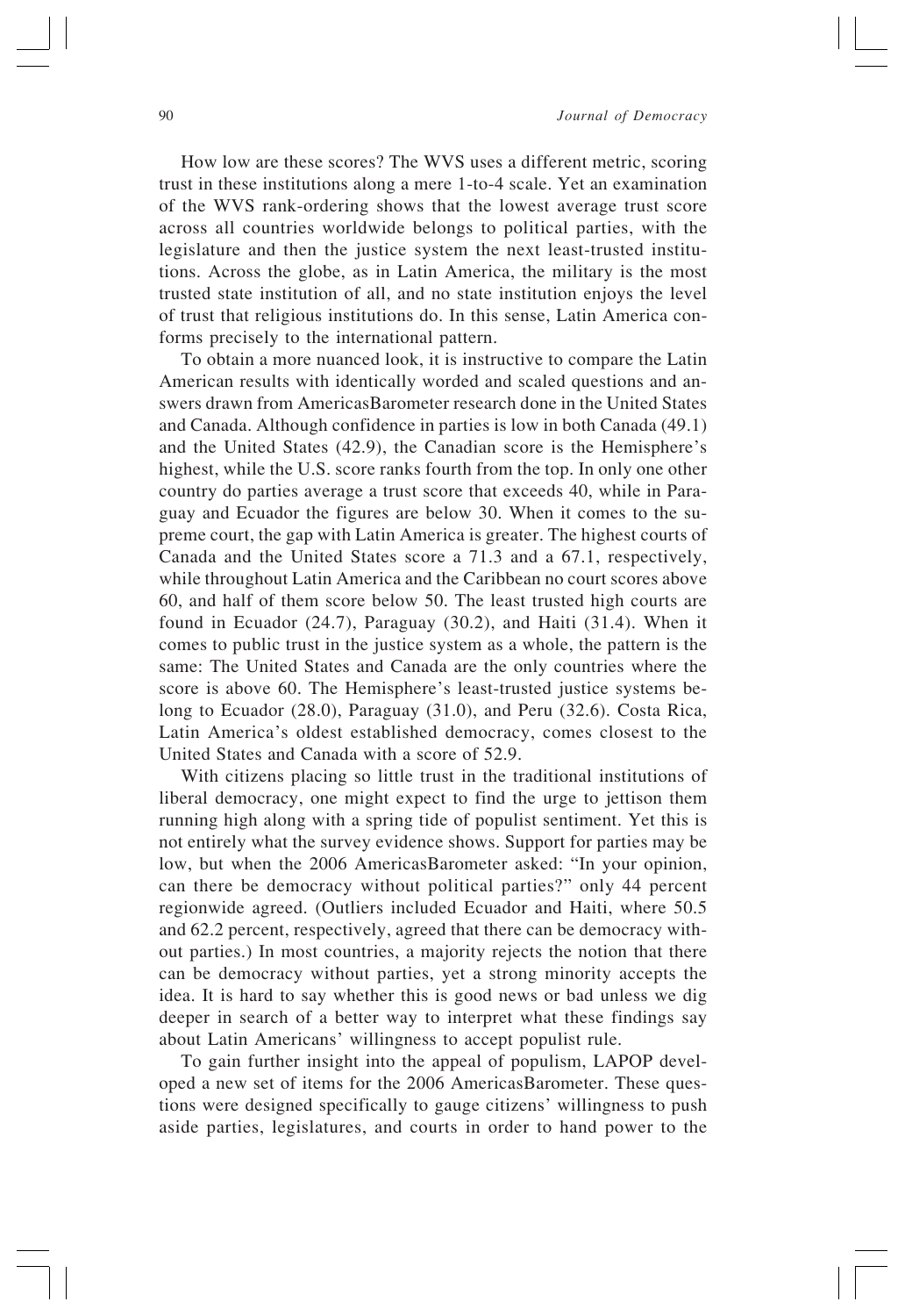How low are these scores? The WVS uses a different metric, scoring trust in these institutions along a mere 1-to-4 scale. Yet an examination of the WVS rank-ordering shows that the lowest average trust score across all countries worldwide belongs to political parties, with the legislature and then the justice system the next least-trusted institutions. Across the globe, as in Latin America, the military is the most trusted state institution of all, and no state institution enjoys the level of trust that religious institutions do. In this sense, Latin America conforms precisely to the international pattern.

To obtain a more nuanced look, it is instructive to compare the Latin American results with identically worded and scaled questions and answers drawn from AmericasBarometer research done in the United States and Canada. Although confidence in parties is low in both Canada (49.1) and the United States (42.9), the Canadian score is the Hemisphere's highest, while the U.S. score ranks fourth from the top. In only one other country do parties average a trust score that exceeds 40, while in Paraguay and Ecuador the figures are below 30. When it comes to the supreme court, the gap with Latin America is greater. The highest courts of Canada and the United States score a 71.3 and a 67.1, respectively, while throughout Latin America and the Caribbean no court scores above 60, and half of them score below 50. The least trusted high courts are found in Ecuador (24.7), Paraguay (30.2), and Haiti (31.4). When it comes to public trust in the justice system as a whole, the pattern is the same: The United States and Canada are the only countries where the score is above 60. The Hemisphere's least-trusted justice systems belong to Ecuador (28.0), Paraguay (31.0), and Peru (32.6). Costa Rica, Latin America's oldest established democracy, comes closest to the United States and Canada with a score of 52.9.

With citizens placing so little trust in the traditional institutions of liberal democracy, one might expect to find the urge to jettison them running high along with a spring tide of populist sentiment. Yet this is not entirely what the survey evidence shows. Support for parties may be low, but when the 2006 AmericasBarometer asked: "In your opinion, can there be democracy without political parties?" only 44 percent regionwide agreed. (Outliers included Ecuador and Haiti, where 50.5 and 62.2 percent, respectively, agreed that there can be democracy without parties.) In most countries, a majority rejects the notion that there can be democracy without parties, yet a strong minority accepts the idea. It is hard to say whether this is good news or bad unless we dig deeper in search of a better way to interpret what these findings say about Latin Americans' willingness to accept populist rule.

To gain further insight into the appeal of populism, LAPOP developed a new set of items for the 2006 AmericasBarometer. These questions were designed specifically to gauge citizens' willingness to push aside parties, legislatures, and courts in order to hand power to the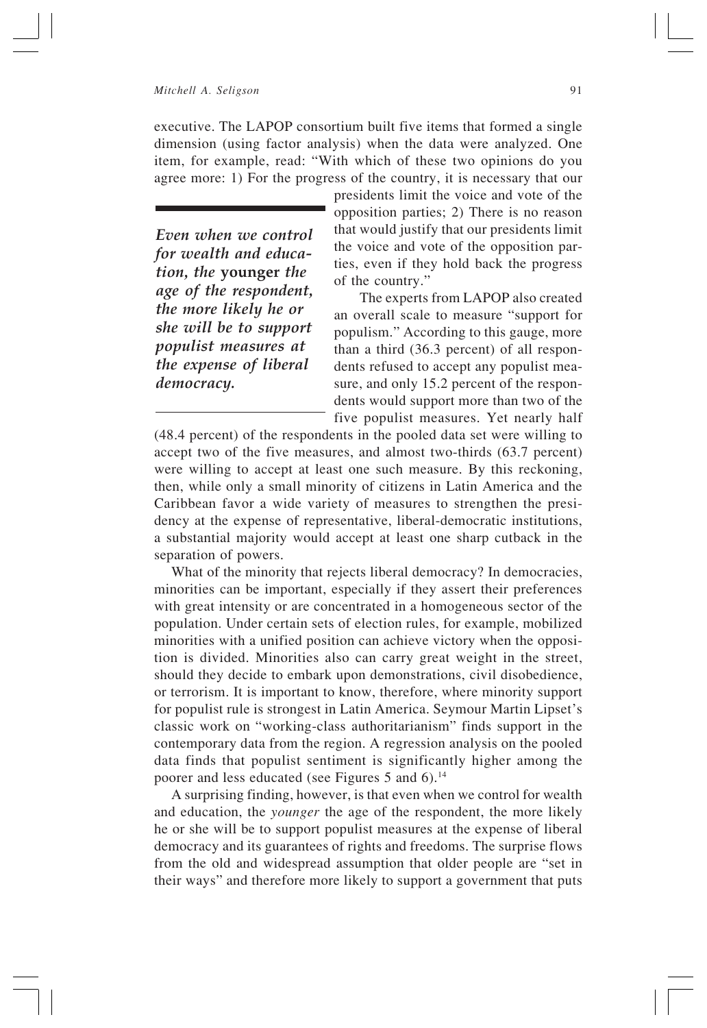executive. The LAPOP consortium built five items that formed a single dimension (using factor analysis) when the data were analyzed. One item, for example, read: "With which of these two opinions do you agree more: 1) For the progress of the country, it is necessary that our presidents limit the voice and vote of the opposition parties; 2) There is no reason that would justify that our presidents limit the voice and vote of the opposition parties, even if they hold back the progress of the country."

> ***Even when we control for wealth and education, the* younger *the age of the respondent, the more likely he or she will be to support populist measures at the expense of liberal democracy.***

The experts from LAPOP also created an overall scale to measure "support for populism." According to this gauge, more than a third (36.3 percent) of all respondents refused to accept any populist measure, and only 15.2 percent of the respondents would support more than two of the five populist measures. Yet nearly half (48.4 percent) of the respondents in the pooled data set were willing to accept two of the five measures, and almost two-thirds (63.7 percent) were willing to accept at least one such measure. By this reckoning, then, while only a small minority of citizens in Latin America and the Caribbean favor a wide variety of measures to strengthen the presidency at the expense of representative, liberal-democratic institutions, a substantial majority would accept at least one sharp cutback in the separation of powers.

What of the minority that rejects liberal democracy? In democracies, minorities can be important, especially if they assert their preferences with great intensity or are concentrated in a homogeneous sector of the population. Under certain sets of election rules, for example, mobilized minorities with a unified position can achieve victory when the opposition is divided. Minorities also can carry great weight in the street, should they decide to embark upon demonstrations, civil disobedience, or terrorism. It is important to know, therefore, where minority support for populist rule is strongest in Latin America. Seymour Martin Lipset's classic work on "working-class authoritarianism" finds support in the contemporary data from the region. A regression analysis on the pooled data finds that populist sentiment is significantly higher among the poorer and less educated (see Figures 5 and 6).[14]

A surprising finding, however, is that even when we control for wealth and education, the *younger* the age of the respondent, the more likely he or she will be to support populist measures at the expense of liberal democracy and its guarantees of rights and freedoms. The surprise flows from the old and widespread assumption that older people are "set in their ways" and therefore more likely to support a government that puts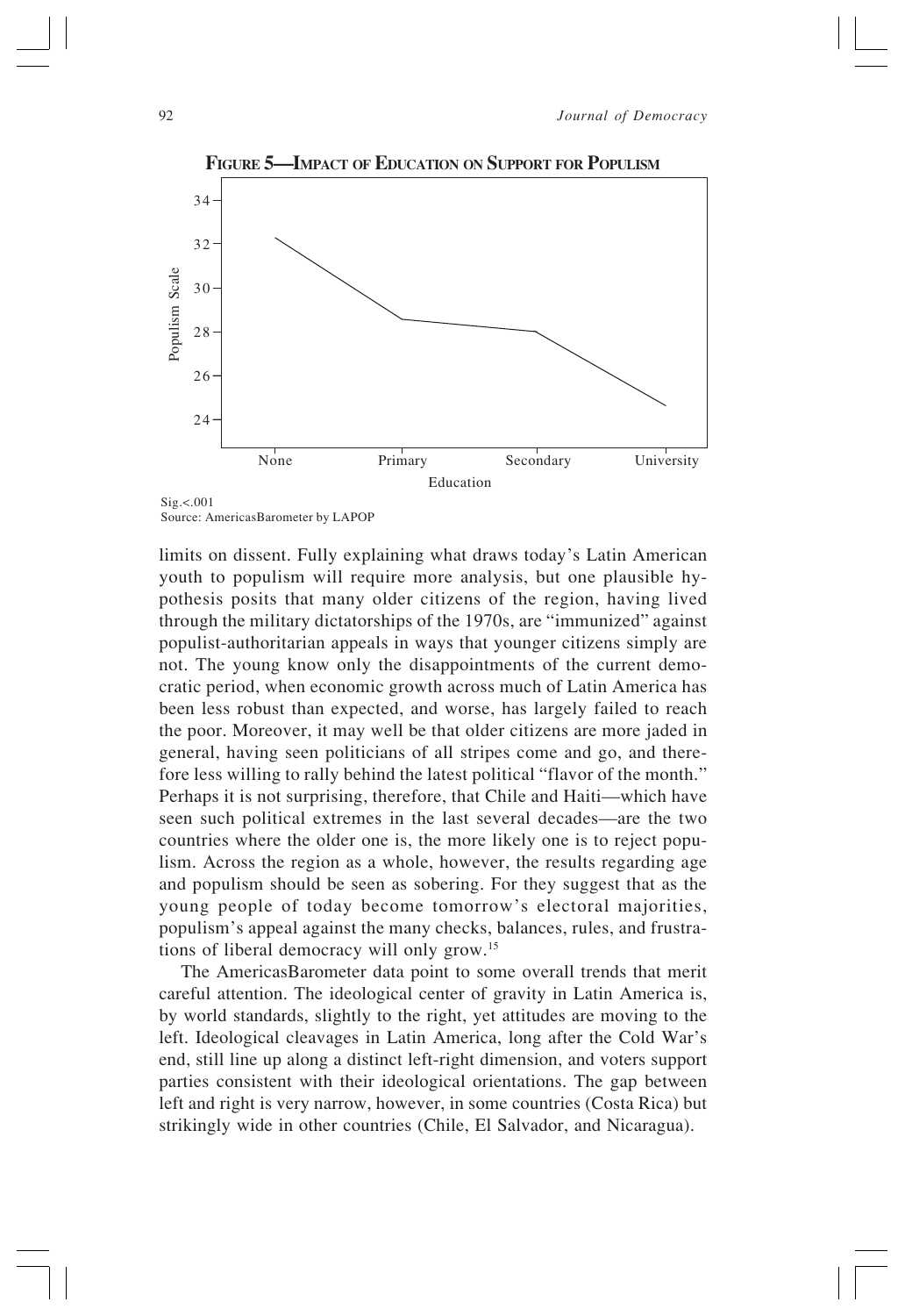**FIGURE 5—IMPACT OF EDUCATION ON SUPPORT FOR POPULISM**

Populism Scale

34
32
30
28
26
24

None
Primary
Secondary
University

Education

Sig.<.001

Source: AmericasBarometer by LAPOP

limits on dissent. Fully explaining what draws today's Latin American youth to populism will require more analysis, but one plausible hypothesis posits that many older citizens of the region, having lived through the military dictatorships of the 1970s, are "immunized" against populist-authoritarian appeals in ways that younger citizens simply are not. The young know only the disappointments of the current democratic period, when economic growth across much of Latin America has been less robust than expected, and worse, has largely failed to reach the poor. Moreover, it may well be that older citizens are more jaded in general, having seen politicians of all stripes come and go, and therefore less willing to rally behind the latest political "flavor of the month." Perhaps it is not surprising, therefore, that Chile and Haiti—which have seen such political extremes in the last several decades—are the two countries where the older one is, the more likely one is to reject populism. Across the region as a whole, however, the results regarding age and populism should be seen as sobering. For they suggest that as the young people of today become tomorrow's electoral majorities, populism's appeal against the many checks, balances, rules, and frustrations of liberal democracy will only grow.[15]

The AmericasBarometer data point to some overall trends that merit careful attention. The ideological center of gravity in Latin America is, by world standards, slightly to the right, yet attitudes are moving to the left. Ideological cleavages in Latin America, long after the Cold War's end, still line up along a distinct left-right dimension, and voters support parties consistent with their ideological orientations. The gap between left and right is very narrow, however, in some countries (Costa Rica) but strikingly wide in other countries (Chile, El Salvador, and Nicaragua).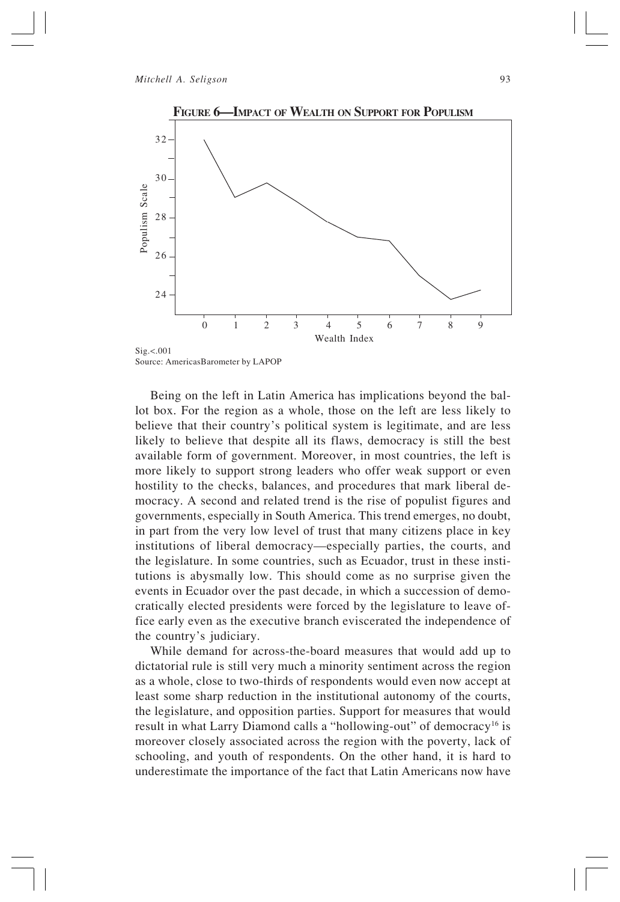**FIGURE 6—IMPACT OF WEALTH ON SUPPORT FOR POPULISM**

Populism Scale

32
30
28
26
24

0 1 2 3 4 5 6 7 8 9

Wealth Index

Sig.<.001

Source: AmericasBarometer by LAPOP

Being on the left in Latin America has implications beyond the ballot box. For the region as a whole, those on the left are less likely to believe that their country's political system is legitimate, and are less likely to believe that despite all its flaws, democracy is still the best available form of government. Moreover, in most countries, the left is more likely to support strong leaders who offer weak support or even hostility to the checks, balances, and procedures that mark liberal democracy. A second and related trend is the rise of populist figures and governments, especially in South America. This trend emerges, no doubt, in part from the very low level of trust that many citizens place in key institutions of liberal democracy—especially parties, the courts, and the legislature. In some countries, such as Ecuador, trust in these institutions is abysmally low. This should come as no surprise given the events in Ecuador over the past decade, in which a succession of democratically elected presidents were forced by the legislature to leave office early even as the executive branch eviscerated the independence of the country's judiciary.

While demand for across-the-board measures that would add up to dictatorial rule is still very much a minority sentiment across the region as a whole, close to two-thirds of respondents would even now accept at least some sharp reduction in the institutional autonomy of the courts, the legislature, and opposition parties. Support for measures that would result in what Larry Diamond calls a "hollowing-out" of democracy[16] is moreover closely associated across the region with the poverty, lack of schooling, and youth of respondents. On the other hand, it is hard to underestimate the importance of the fact that Latin Americans now have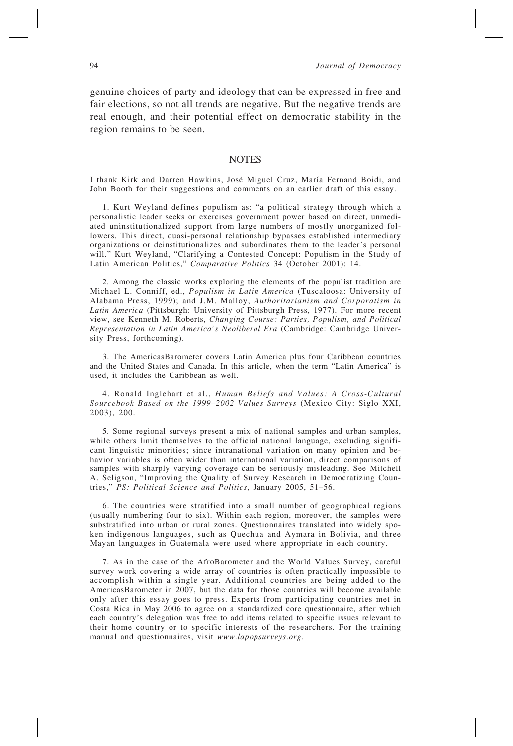genuine choices of party and ideology that can be expressed in free and fair elections, so not all trends are negative. But the negative trends are real enough, and their potential effect on democratic stability in the region remains to be seen.

## NOTES

I thank Kirk and Darren Hawkins, José Miguel Cruz, María Fernand Boidi, and John Booth for their suggestions and comments on an earlier draft of this essay.

1. Kurt Weyland defines populism as: "a political strategy through which a personalistic leader seeks or exercises government power based on direct, unmediated uninstitutionalized support from large numbers of mostly unorganized followers. This direct, quasi-personal relationship bypasses established intermediary organizations or deinstitutionalizes and subordinates them to the leader's personal will." Kurt Weyland, "Clarifying a Contested Concept: Populism in the Study of Latin American Politics," *Comparative Politics* 34 (October 2001): 14.

2. Among the classic works exploring the elements of the populist tradition are Michael L. Conniff, ed., *Populism in Latin America* (Tuscaloosa: University of Alabama Press, 1999); and J.M. Malloy, *Authoritarianism and Corporatism in Latin America* (Pittsburgh: University of Pittsburgh Press, 1977). For more recent view, see Kenneth M. Roberts, *Changing Course: Parties, Populism, and Political Representation in Latin America's Neoliberal Era* (Cambridge: Cambridge University Press, forthcoming).

3. The AmericasBarometer covers Latin America plus four Caribbean countries and the United States and Canada. In this article, when the term "Latin America" is used, it includes the Caribbean as well.

4. Ronald Inglehart et al., *Human Beliefs and Values: A Cross-Cultural Sourcebook Based on the 1999–2002 Values Surveys* (Mexico City: Siglo XXI, 2003), 200.

5. Some regional surveys present a mix of national samples and urban samples, while others limit themselves to the official national language, excluding significant linguistic minorities; since intranational variation on many opinion and behavior variables is often wider than international variation, direct comparisons of samples with sharply varying coverage can be seriously misleading. See Mitchell A. Seligson, "Improving the Quality of Survey Research in Democratizing Countries," *PS: Political Science and Politics,* January 2005, 51–56.

6. The countries were stratified into a small number of geographical regions (usually numbering four to six). Within each region, moreover, the samples were substratified into urban or rural zones. Questionnaires translated into widely spoken indigenous languages, such as Quechua and Aymara in Bolivia, and three Mayan languages in Guatemala were used where appropriate in each country.

7. As in the case of the AfroBarometer and the World Values Survey, careful survey work covering a wide array of countries is often practically impossible to accomplish within a single year. Additional countries are being added to the AmericasBarometer in 2007, but the data for those countries will become available only after this essay goes to press. Experts from participating countries met in Costa Rica in May 2006 to agree on a standardized core questionnaire, after which each country's delegation was free to add items related to specific issues relevant to their home country or to specific interests of the researchers. For the training manual and questionnaires, visit *www.lapopsurveys.org.*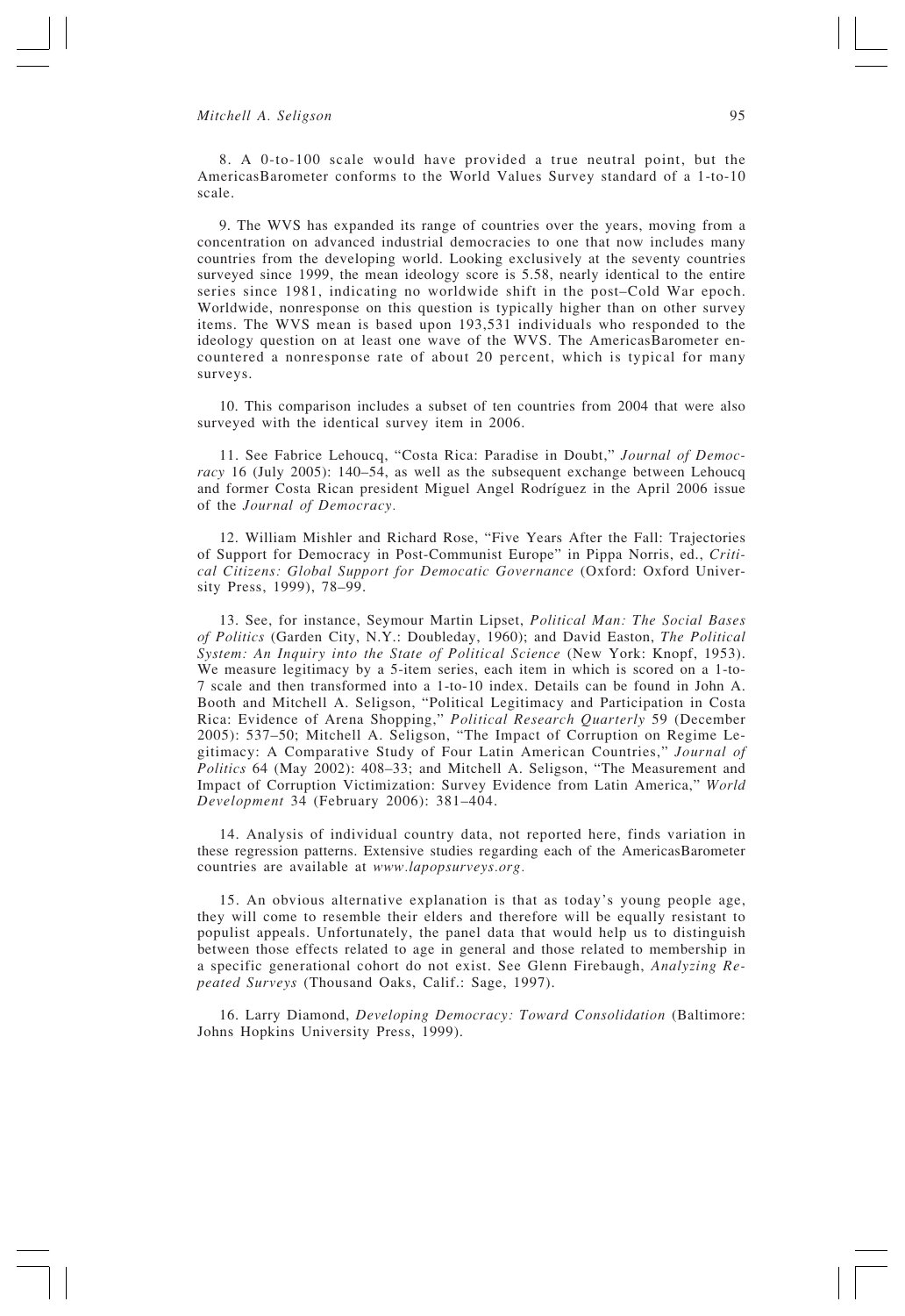8. A 0-to-100 scale would have provided a true neutral point, but the AmericasBarometer conforms to the World Values Survey standard of a 1-to-10 scale.

9. The WVS has expanded its range of countries over the years, moving from a concentration on advanced industrial democracies to one that now includes many countries from the developing world. Looking exclusively at the seventy countries surveyed since 1999, the mean ideology score is 5.58, nearly identical to the entire series since 1981, indicating no worldwide shift in the post–Cold War epoch. Worldwide, nonresponse on this question is typically higher than on other survey items. The WVS mean is based upon 193,531 individuals who responded to the ideology question on at least one wave of the WVS. The AmericasBarometer encountered a nonresponse rate of about 20 percent, which is typical for many surveys.

10. This comparison includes a subset of ten countries from 2004 that were also surveyed with the identical survey item in 2006.

11. See Fabrice Lehoucq, "Costa Rica: Paradise in Doubt," *Journal of Democracy* 16 (July 2005): 140–54, as well as the subsequent exchange between Lehoucq and former Costa Rican president Miguel Angel Rodríguez in the April 2006 issue of the *Journal of Democracy.*

12. William Mishler and Richard Rose, "Five Years After the Fall: Trajectories of Support for Democracy in Post-Communist Europe" in Pippa Norris, ed., *Critical Citizens: Global Support for Democatic Governance* (Oxford: Oxford University Press, 1999), 78–99.

13. See, for instance, Seymour Martin Lipset, *Political Man: The Social Bases of Politics* (Garden City, N.Y.: Doubleday, 1960); and David Easton, *The Political System: An Inquiry into the State of Political Science* (New York: Knopf, 1953). We measure legitimacy by a 5-item series, each item in which is scored on a 1-to-7 scale and then transformed into a 1-to-10 index. Details can be found in John A. Booth and Mitchell A. Seligson, "Political Legitimacy and Participation in Costa Rica: Evidence of Arena Shopping," *Political Research Quarterly* 59 (December 2005): 537–50; Mitchell A. Seligson, "The Impact of Corruption on Regime Legitimacy: A Comparative Study of Four Latin American Countries," *Journal of Politics* 64 (May 2002): 408–33; and Mitchell A. Seligson, "The Measurement and Impact of Corruption Victimization: Survey Evidence from Latin America," *World Development* 34 (February 2006): 381–404.

14. Analysis of individual country data, not reported here, finds variation in these regression patterns. Extensive studies regarding each of the AmericasBarometer countries are available at *www.lapopsurveys.org.*

15. An obvious alternative explanation is that as today's young people age, they will come to resemble their elders and therefore will be equally resistant to populist appeals. Unfortunately, the panel data that would help us to distinguish between those effects related to age in general and those related to membership in a specific generational cohort do not exist. See Glenn Firebaugh, *Analyzing Repeated Surveys* (Thousand Oaks, Calif.: Sage, 1997).

16. Larry Diamond, *Developing Democracy: Toward Consolidation* (Baltimore: Johns Hopkins University Press, 1999).